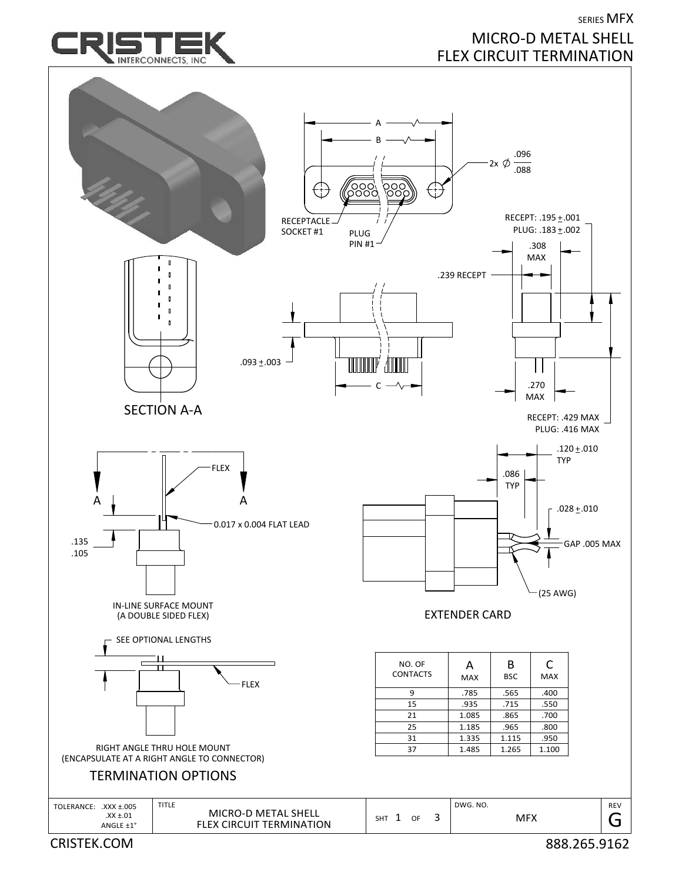# SERIES MFX

# MICRO-D METAL SHELL FLEX CIRCUIT TERMINATION

A

B

2x ∅ .096/.088

RECEPTACLE SOCKET #1

PLUG PIN #1

RECEPT: .195 ±.001
PLUG: .183 ±.002

.308 MAX

.239 RECEPT

.093 ±.003

C

.270 MAX

RECEPT: .429 MAX
PLUG: .416 MAX

SECTION A-A

FLEX

A A

0.017 x 0.004 FLAT LEAD

.135
.105

IN-LINE SURFACE MOUNT
(A DOUBLE SIDED FLEX)

.120 ±.010 TYP

.086 TYP

.028 ±.010

GAP .005 MAX

(25 AWG)

EXTENDER CARD

SEE OPTIONAL LENGTHS

FLEX

RIGHT ANGLE THRU HOLE MOUNT
(ENCAPSULATE AT A RIGHT ANGLE TO CONNECTOR)

TERMINATION OPTIONS

| NO. OF CONTACTS | A MAX | B BSC | C MAX |
|---|---|---|---|
| 9 | .785 | .565 | .400 |
| 15 | .935 | .715 | .550 |
| 21 | 1.085 | .865 | .700 |
| 25 | 1.185 | .965 | .800 |
| 31 | 1.335 | 1.115 | .950 |
| 37 | 1.485 | 1.265 | 1.100 |

| TOLERANCE: .XXX ±.005, .XX ±.01, ANGLE ±1° | TITLE: MICRO-D METAL SHELL FLEX CIRCUIT TERMINATION | SHT 1 OF 3 | DWG. NO. MFX | REV G |
|---|---|---|---|---|

CRISTEK.COM 888.265.9162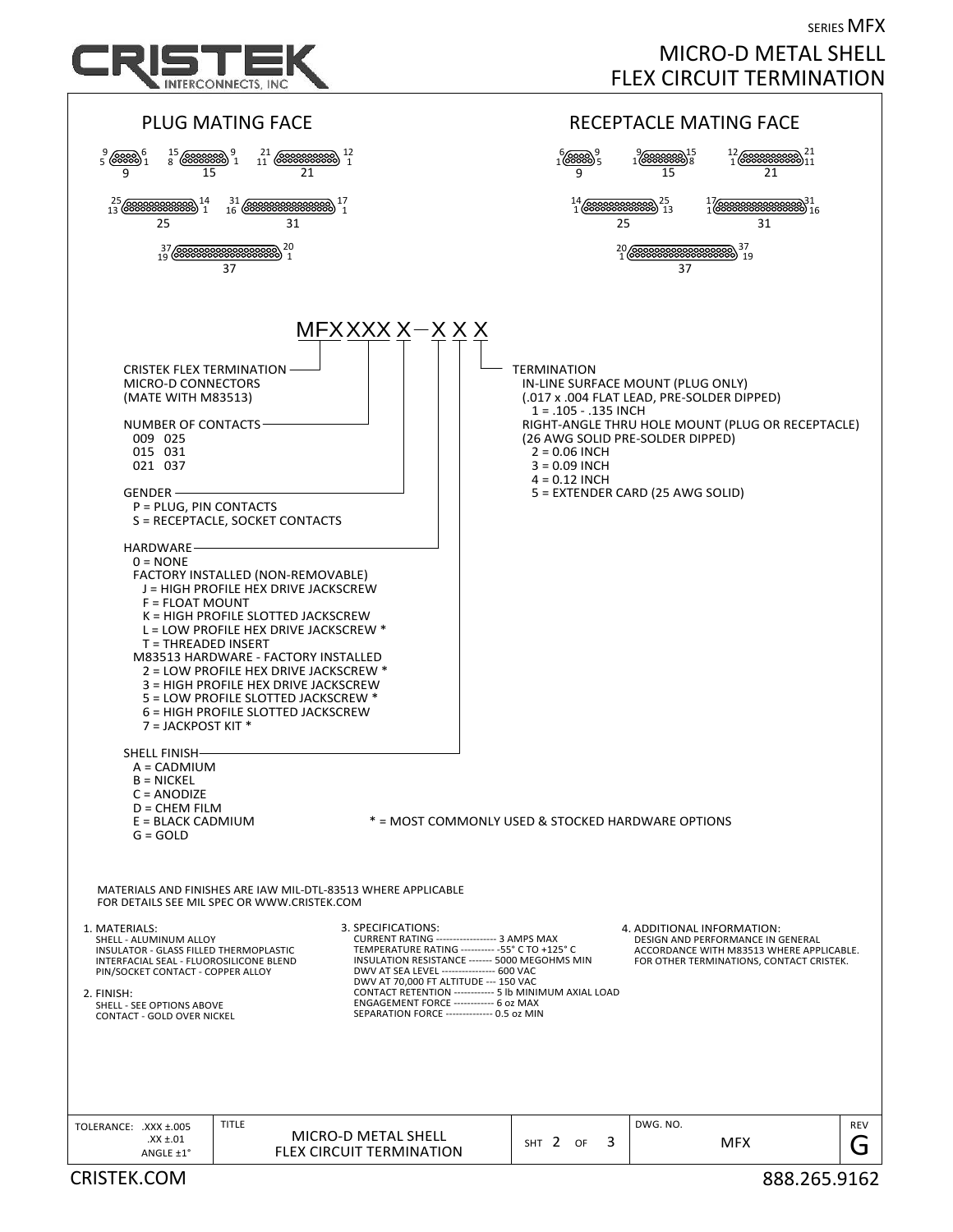SERIES MFX

# MICRO-D METAL SHELL FLEX CIRCUIT TERMINATION

## PLUG MATING FACE

9 (pins 9, 6 / 5, 1) — 15 (pins 15, 9 / 8, 1) — 21 (pins 21, 12 / 11, 1)

25 (pins 25, 14 / 13, 1) — 31 (pins 31, 17 / 16, 1)

37 (pins 37, 20 / 19, 1)

## RECEPTACLE MATING FACE

9 (pins 6, 9 / 1, 5) — 15 (pins 9, 15 / 1, 8) — 21 (pins 12, 21 / 1, 11)

25 (pins 14, 25 / 1, 13) — 31 (pins 17, 31 / 1, 16)

37 (pins 20, 37 / 1, 19)

## MFX XXX X – X X X

**CRISTEK FLEX TERMINATION MICRO-D CONNECTORS (MATE WITH M83513)**

**NUMBER OF CONTACTS**
- 009 025
- 015 031
- 021 037

**GENDER**
- P = PLUG, PIN CONTACTS
- S = RECEPTACLE, SOCKET CONTACTS

**HARDWARE**
- 0 = NONE
- FACTORY INSTALLED (NON-REMOVABLE)
  - J = HIGH PROFILE HEX DRIVE JACKSCREW
  - F = FLOAT MOUNT
  - K = HIGH PROFILE SLOTTED JACKSCREW
  - L = LOW PROFILE HEX DRIVE JACKSCREW *
  - T = THREADED INSERT
- M83513 HARDWARE - FACTORY INSTALLED
  - 2 = LOW PROFILE HEX DRIVE JACKSCREW *
  - 3 = HIGH PROFILE HEX DRIVE JACKSCREW
  - 5 = LOW PROFILE SLOTTED JACKSCREW *
  - 6 = HIGH PROFILE SLOTTED JACKSCREW
  - 7 = JACKPOST KIT *

**SHELL FINISH**
- A = CADMIUM
- B = NICKEL
- C = ANODIZE
- D = CHEM FILM
- E = BLACK CADMIUM
- G = GOLD

**TERMINATION**
- IN-LINE SURFACE MOUNT (PLUG ONLY) (.017 x .004 FLAT LEAD, PRE-SOLDER DIPPED)
  - 1 = .105 - .135 INCH
- RIGHT-ANGLE THRU HOLE MOUNT (PLUG OR RECEPTACLE) (26 AWG SOLID PRE-SOLDER DIPPED)
  - 2 = 0.06 INCH
  - 3 = 0.09 INCH
  - 4 = 0.12 INCH
  - 5 = EXTENDER CARD (25 AWG SOLID)

* = MOST COMMONLY USED & STOCKED HARDWARE OPTIONS

MATERIALS AND FINISHES ARE IAW MIL-DTL-83513 WHERE APPLICABLE
FOR DETAILS SEE MIL SPEC OR WWW.CRISTEK.COM

1. MATERIALS:
   - SHELL - ALUMINUM ALLOY
   - INSULATOR - GLASS FILLED THERMOPLASTIC
   - INTERFACIAL SEAL - FLUOROSILICONE BLEND
   - PIN/SOCKET CONTACT - COPPER ALLOY
2. FINISH:
   - SHELL - SEE OPTIONS ABOVE
   - CONTACT - GOLD OVER NICKEL
3. SPECIFICATIONS:
   - CURRENT RATING ------------------ 3 AMPS MAX
   - TEMPERATURE RATING ---------- -55° C TO +125° C
   - INSULATION RESISTANCE ------- 5000 MEGOHMS MIN
   - DWV AT SEA LEVEL ---------------- 600 VAC
   - DWV AT 70,000 FT ALTITUDE --- 150 VAC
   - CONTACT RETENTION ------------ 5 lb MINIMUM AXIAL LOAD
   - ENGAGEMENT FORCE ------------ 6 oz MAX
   - SEPARATION FORCE -------------- 0.5 oz MIN
4. ADDITIONAL INFORMATION:
   DESIGN AND PERFORMANCE IN GENERAL ACCORDANCE WITH M83513 WHERE APPLICABLE. FOR OTHER TERMINATIONS, CONTACT CRISTEK.

| TOLERANCE: .XXX ±.005 .XX ±.01 ANGLE ±1° | TITLE: MICRO-D METAL SHELL FLEX CIRCUIT TERMINATION | SHT 2 OF 3 | DWG. NO. MFX | REV G |
|---|---|---|---|---|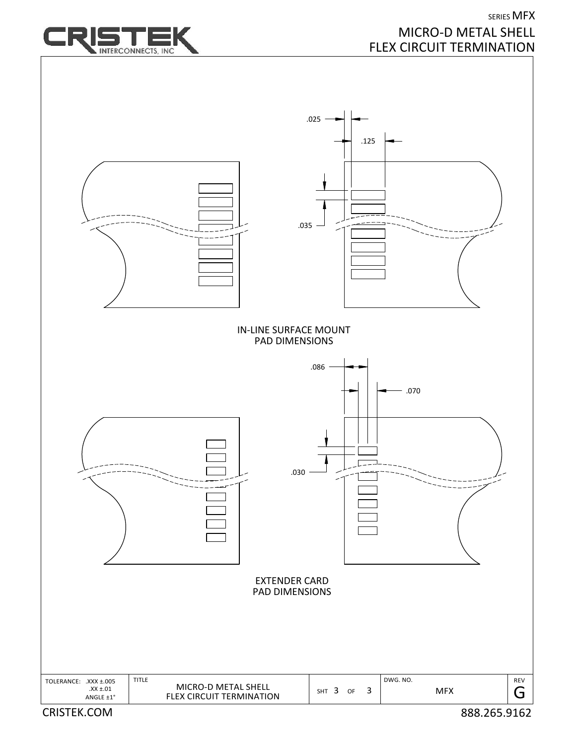.025

.125

.035

IN-LINE SURFACE MOUNT
PAD DIMENSIONS

.086

.070

.030

EXTENDER CARD
PAD DIMENSIONS

| TOLERANCE: .XXX ±.005 .XX ±.01 ANGLE ±1° | TITLE MICRO-D METAL SHELL FLEX CIRCUIT TERMINATION | SHT 3 OF 3 | DWG. NO. MFX | REV G |
| --- | --- | --- | --- | --- |